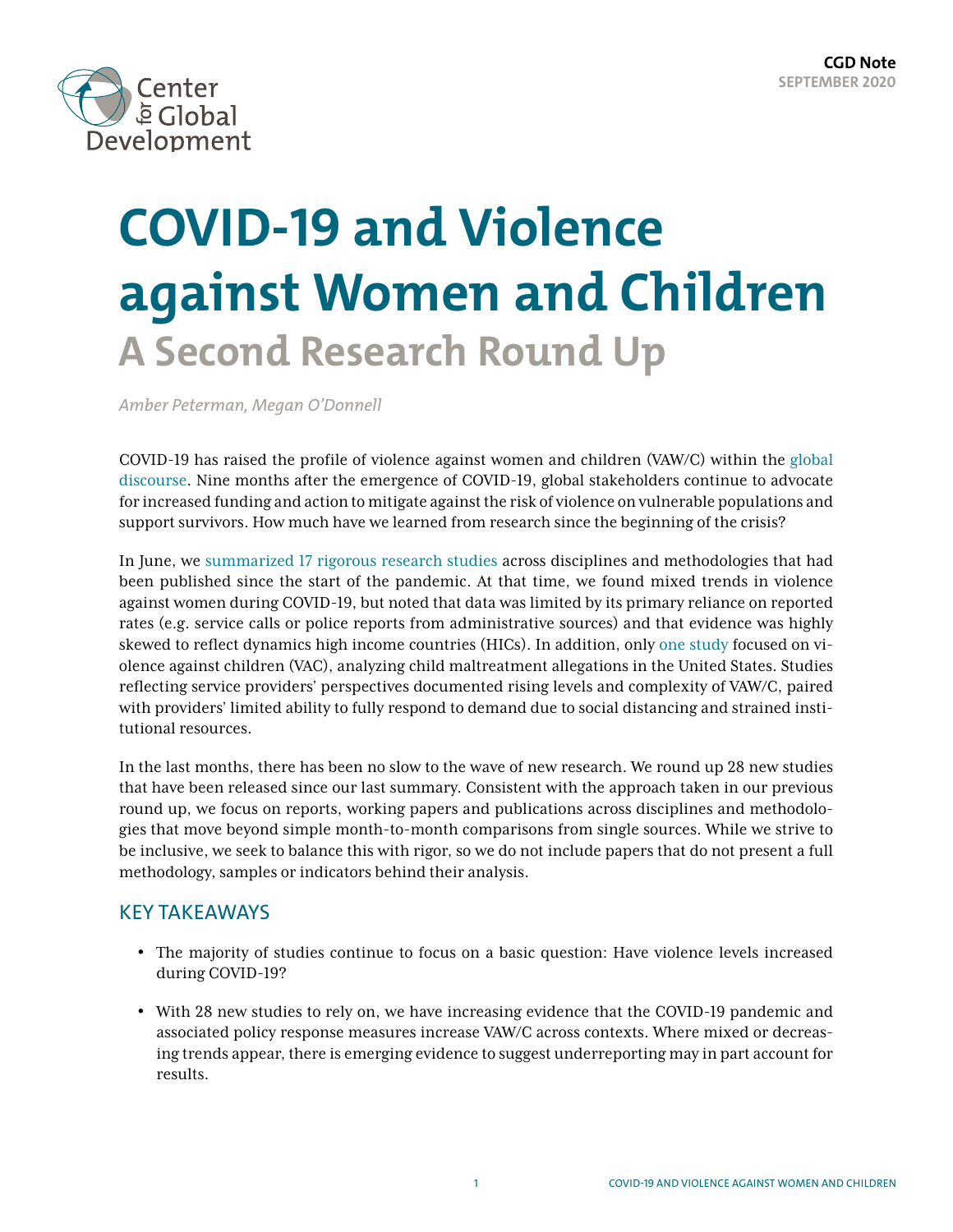CGD Note
SEPTEMBER 2020

# COVID-19 and Violence against Women and Children

## A Second Research Round Up

*Amber Peterman, Megan O'Donnell*

COVID-19 has raised the profile of violence against women and children (VAW/C) within the global discourse. Nine months after the emergence of COVID-19, global stakeholders continue to advocate for increased funding and action to mitigate against the risk of violence on vulnerable populations and support survivors. How much have we learned from research since the beginning of the crisis?

In June, we summarized 17 rigorous research studies across disciplines and methodologies that had been published since the start of the pandemic. At that time, we found mixed trends in violence against women during COVID-19, but noted that data was limited by its primary reliance on reported rates (e.g. service calls or police reports from administrative sources) and that evidence was highly skewed to reflect dynamics high income countries (HICs). In addition, only one study focused on violence against children (VAC), analyzing child maltreatment allegations in the United States. Studies reflecting service providers' perspectives documented rising levels and complexity of VAW/C, paired with providers' limited ability to fully respond to demand due to social distancing and strained institutional resources.

In the last months, there has been no slow to the wave of new research. We round up 28 new studies that have been released since our last summary. Consistent with the approach taken in our previous round up, we focus on reports, working papers and publications across disciplines and methodologies that move beyond simple month-to-month comparisons from single sources. While we strive to be inclusive, we seek to balance this with rigor, so we do not include papers that do not present a full methodology, samples or indicators behind their analysis.

### KEY TAKEAWAYS

- The majority of studies continue to focus on a basic question: Have violence levels increased during COVID-19?
- With 28 new studies to rely on, we have increasing evidence that the COVID-19 pandemic and associated policy response measures increase VAW/C across contexts. Where mixed or decreasing trends appear, there is emerging evidence to suggest underreporting may in part account for results.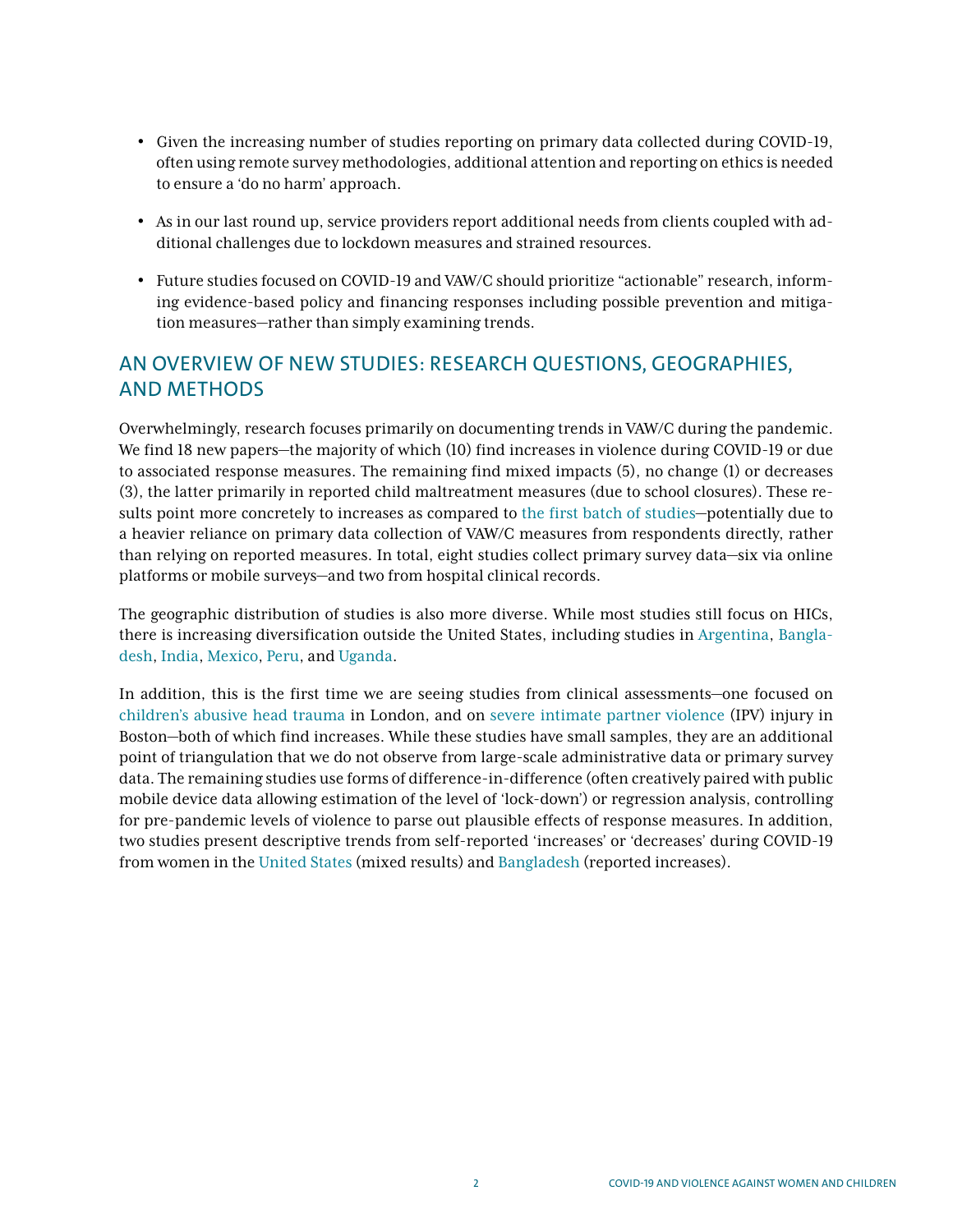- Given the increasing number of studies reporting on primary data collected during COVID-19, often using remote survey methodologies, additional attention and reporting on ethics is needed to ensure a 'do no harm' approach.

- As in our last round up, service providers report additional needs from clients coupled with additional challenges due to lockdown measures and strained resources.

- Future studies focused on COVID-19 and VAW/C should prioritize "actionable" research, informing evidence-based policy and financing responses including possible prevention and mitigation measures—rather than simply examining trends.

## AN OVERVIEW OF NEW STUDIES: RESEARCH QUESTIONS, GEOGRAPHIES, AND METHODS

Overwhelmingly, research focuses primarily on documenting trends in VAW/C during the pandemic. We find 18 new papers—the majority of which (10) find increases in violence during COVID-19 or due to associated response measures. The remaining find mixed impacts (5), no change (1) or decreases (3), the latter primarily in reported child maltreatment measures (due to school closures). These results point more concretely to increases as compared to the first batch of studies—potentially due to a heavier reliance on primary data collection of VAW/C measures from respondents directly, rather than relying on reported measures. In total, eight studies collect primary survey data—six via online platforms or mobile surveys—and two from hospital clinical records.

The geographic distribution of studies is also more diverse. While most studies still focus on HICs, there is increasing diversification outside the United States, including studies in Argentina, Bangladesh, India, Mexico, Peru, and Uganda.

In addition, this is the first time we are seeing studies from clinical assessments—one focused on children's abusive head trauma in London, and on severe intimate partner violence (IPV) injury in Boston—both of which find increases. While these studies have small samples, they are an additional point of triangulation that we do not observe from large-scale administrative data or primary survey data. The remaining studies use forms of difference-in-difference (often creatively paired with public mobile device data allowing estimation of the level of 'lock-down') or regression analysis, controlling for pre-pandemic levels of violence to parse out plausible effects of response measures. In addition, two studies present descriptive trends from self-reported 'increases' or 'decreases' during COVID-19 from women in the United States (mixed results) and Bangladesh (reported increases).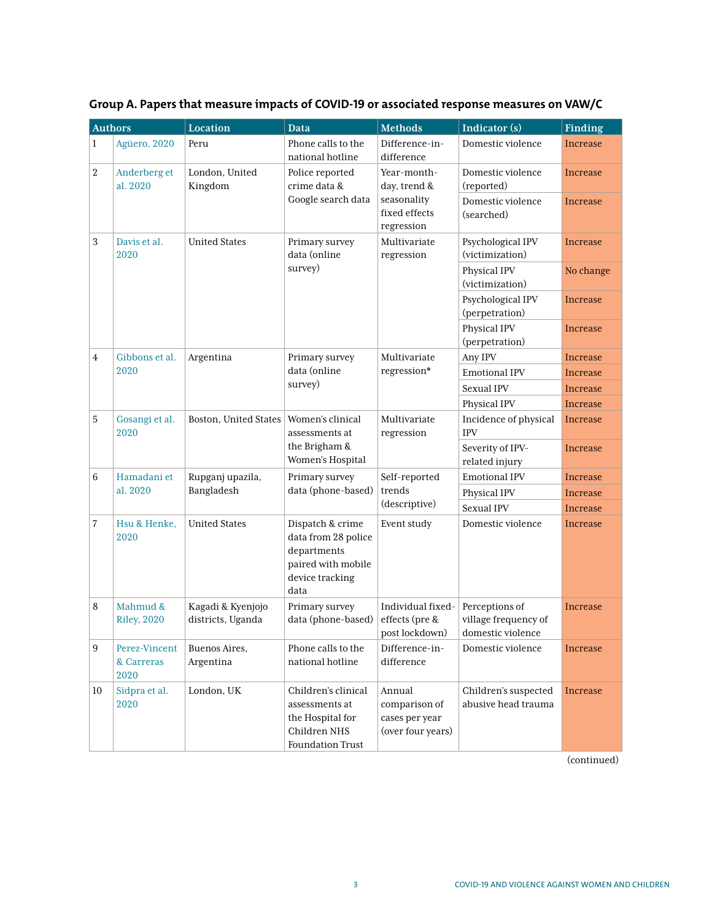### Group A. Papers that measure impacts of COVID-19 or associated response measures on VAW/C

| | Authors | Location | Data | Methods | Indicator (s) | Finding |
|---|---|---|---|---|---|---|
| 1 | Agüero, 2020 | Peru | Phone calls to the national hotline | Difference-in-difference | Domestic violence | Increase |
| 2 | Anderberg et al. 2020 | London, United Kingdom | Police reported crime data & Google search data | Year-month-day, trend & seasonality fixed effects regression | Domestic violence (reported) | Increase |
| | | | | | Domestic violence (searched) | Increase |
| 3 | Davis et al. 2020 | United States | Primary survey data (online survey) | Multivariate regression | Psychological IPV (victimization) | Increase |
| | | | | | Physical IPV (victimization) | No change |
| | | | | | Psychological IPV (perpetration) | Increase |
| | | | | | Physical IPV (perpetration) | Increase |
| 4 | Gibbons et al. 2020 | Argentina | Primary survey data (online survey) | Multivariate regression* | Any IPV | Increase |
| | | | | | Emotional IPV | Increase |
| | | | | | Sexual IPV | Increase |
| | | | | | Physical IPV | Increase |
| 5 | Gosangi et al. 2020 | Boston, United States | Women's clinical assessments at the Brigham & Women's Hospital | Multivariate regression | Incidence of physical IPV | Increase |
| | | | | | Severity of IPV-related injury | Increase |
| 6 | Hamadani et al. 2020 | Rupganj upazila, Bangladesh | Primary survey data (phone-based) | Self-reported trends (descriptive) | Emotional IPV | Increase |
| | | | | | Physical IPV | Increase |
| | | | | | Sexual IPV | Increase |
| 7 | Hsu & Henke, 2020 | United States | Dispatch & crime data from 28 police departments paired with mobile device tracking data | Event study | Domestic violence | Increase |
| 8 | Mahmud & Riley, 2020 | Kagadi & Kyenjojo districts, Uganda | Primary survey data (phone-based) | Individual fixed-effects (pre & post lockdown) | Perceptions of village frequency of domestic violence | Increase |
| 9 | Perez-Vincent & Carreras 2020 | Buenos Aires, Argentina | Phone calls to the national hotline | Difference-in-difference | Domestic violence | Increase |
| 10 | Sidpra et al. 2020 | London, UK | Children's clinical assessments at the Hospital for Children NHS Foundation Trust | Annual comparison of cases per year (over four years) | Children's suspected abusive head trauma | Increase |

(continued)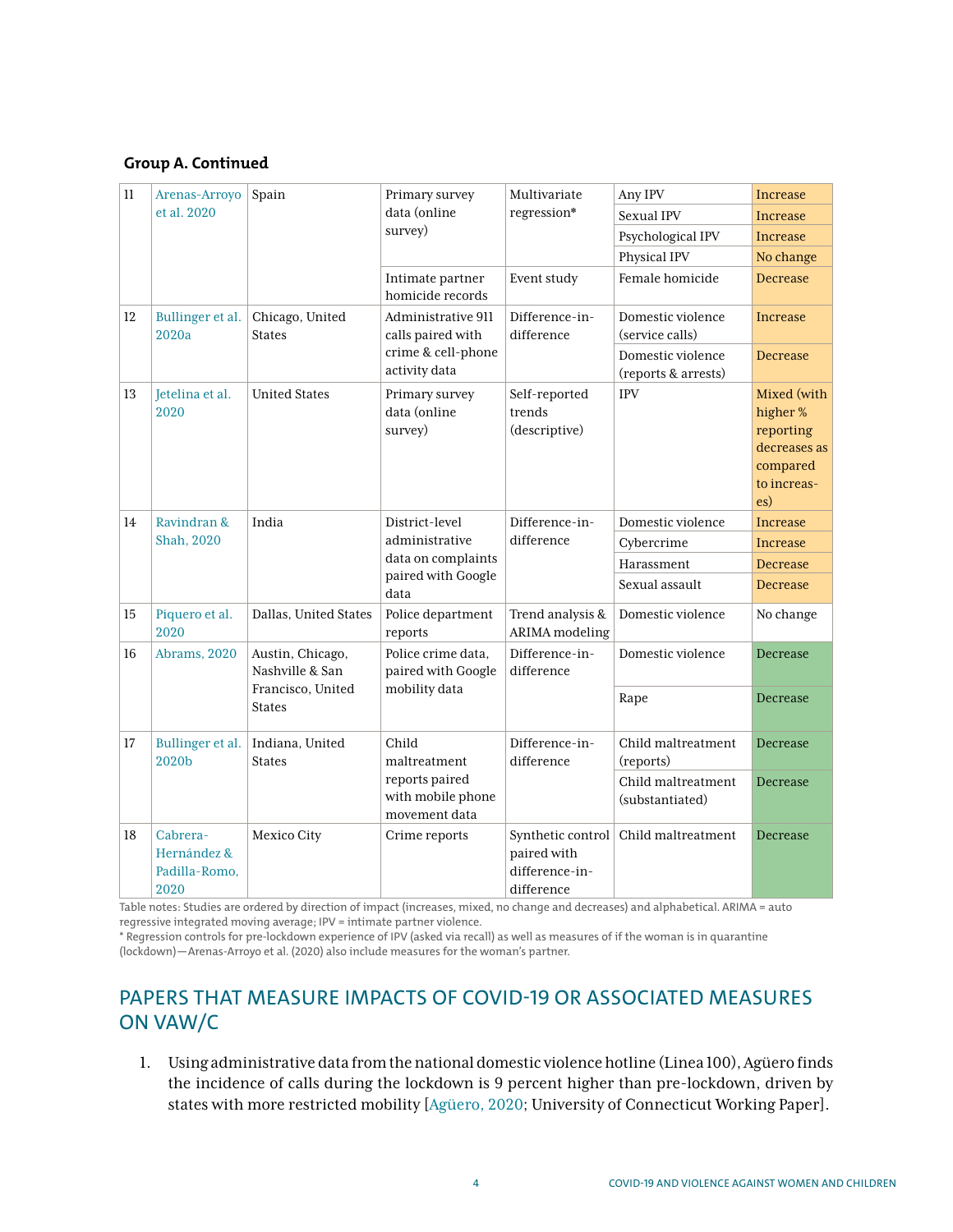**Group A. Continued**

| | | | | | | |
|---|---|---|---|---|---|---|
| 11 | Arenas-Arroyo et al. 2020 | Spain | Primary survey data (online survey) | Multivariate regression* | Any IPV | Increase |
| | | | | | Sexual IPV | Increase |
| | | | | | Psychological IPV | Increase |
| | | | | | Physical IPV | No change |
| | | | Intimate partner homicide records | Event study | Female homicide | Decrease |
| 12 | Bullinger et al. 2020a | Chicago, United States | Administrative 911 calls paired with crime & cell-phone activity data | Difference-in-difference | Domestic violence (service calls) | Increase |
| | | | | | Domestic violence (reports & arrests) | Decrease |
| 13 | Jetelina et al. 2020 | United States | Primary survey data (online survey) | Self-reported trends (descriptive) | IPV | Mixed (with higher % reporting decreases as compared to increases) |
| 14 | Ravindran & Shah, 2020 | India | District-level administrative data on complaints paired with Google data | Difference-in-difference | Domestic violence | Increase |
| | | | | | Cybercrime | Increase |
| | | | | | Harassment | Decrease |
| | | | | | Sexual assault | Decrease |
| 15 | Piquero et al. 2020 | Dallas, United States | Police department reports | Trend analysis & ARIMA modeling | Domestic violence | No change |
| 16 | Abrams, 2020 | Austin, Chicago, Nashville & San Francisco, United States | Police crime data, paired with Google mobility data | Difference-in-difference | Domestic violence | Decrease |
| | | | | | Rape | Decrease |
| 17 | Bullinger et al. 2020b | Indiana, United States | Child maltreatment reports paired with mobile phone movement data | Difference-in-difference | Child maltreatment (reports) | Decrease |
| | | | | | Child maltreatment (substantiated) | Decrease |
| 18 | Cabrera-Hernández & Padilla-Romo, 2020 | Mexico City | Crime reports | Synthetic control paired with difference-in-difference | Child maltreatment | Decrease |

Table notes: Studies are ordered by direction of impact (increases, mixed, no change and decreases) and alphabetical. ARIMA = auto regressive integrated moving average; IPV = intimate partner violence.
* Regression controls for pre-lockdown experience of IPV (asked via recall) as well as measures of if the woman is in quarantine (lockdown)—Arenas-Arroyo et al. (2020) also include measures for the woman's partner.

## PAPERS THAT MEASURE IMPACTS OF COVID-19 OR ASSOCIATED MEASURES ON VAW/C

1. Using administrative data from the national domestic violence hotline (Linea 100), Agüero finds the incidence of calls during the lockdown is 9 percent higher than pre-lockdown, driven by states with more restricted mobility [Agüero, 2020; University of Connecticut Working Paper].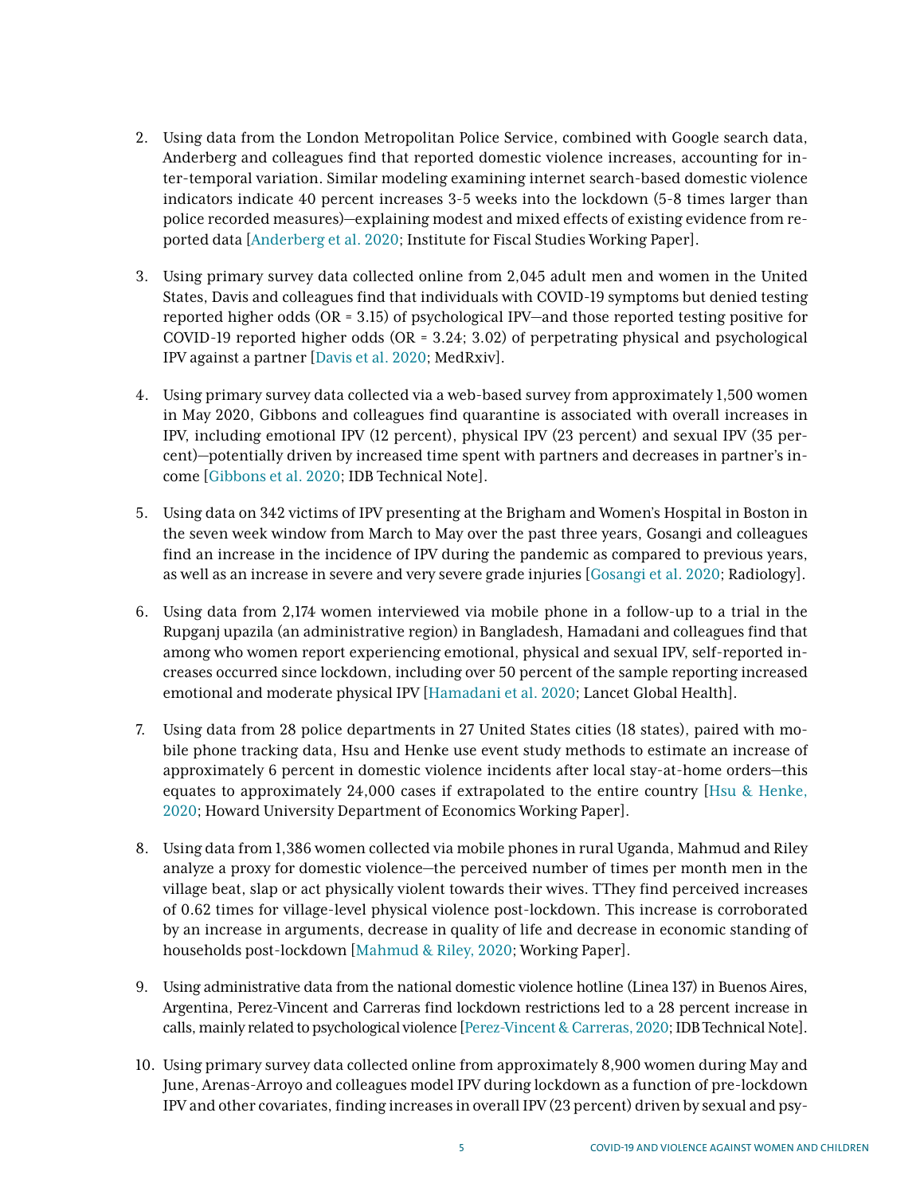2. Using data from the London Metropolitan Police Service, combined with Google search data, Anderberg and colleagues find that reported domestic violence increases, accounting for inter-temporal variation. Similar modeling examining internet search-based domestic violence indicators indicate 40 percent increases 3-5 weeks into the lockdown (5-8 times larger than police recorded measures)—explaining modest and mixed effects of existing evidence from reported data [Anderberg et al. 2020; Institute for Fiscal Studies Working Paper].

3. Using primary survey data collected online from 2,045 adult men and women in the United States, Davis and colleagues find that individuals with COVID-19 symptoms but denied testing reported higher odds (OR = 3.15) of psychological IPV—and those reported testing positive for COVID-19 reported higher odds (OR = 3.24; 3.02) of perpetrating physical and psychological IPV against a partner [Davis et al. 2020; MedRxiv].

4. Using primary survey data collected via a web-based survey from approximately 1,500 women in May 2020, Gibbons and colleagues find quarantine is associated with overall increases in IPV, including emotional IPV (12 percent), physical IPV (23 percent) and sexual IPV (35 percent)—potentially driven by increased time spent with partners and decreases in partner's income [Gibbons et al. 2020; IDB Technical Note].

5. Using data on 342 victims of IPV presenting at the Brigham and Women's Hospital in Boston in the seven week window from March to May over the past three years, Gosangi and colleagues find an increase in the incidence of IPV during the pandemic as compared to previous years, as well as an increase in severe and very severe grade injuries [Gosangi et al. 2020; Radiology].

6. Using data from 2,174 women interviewed via mobile phone in a follow-up to a trial in the Rupganj upazila (an administrative region) in Bangladesh, Hamadani and colleagues find that among who women report experiencing emotional, physical and sexual IPV, self-reported increases occurred since lockdown, including over 50 percent of the sample reporting increased emotional and moderate physical IPV [Hamadani et al. 2020; Lancet Global Health].

7. Using data from 28 police departments in 27 United States cities (18 states), paired with mobile phone tracking data, Hsu and Henke use event study methods to estimate an increase of approximately 6 percent in domestic violence incidents after local stay-at-home orders—this equates to approximately 24,000 cases if extrapolated to the entire country [Hsu & Henke, 2020; Howard University Department of Economics Working Paper].

8. Using data from 1,386 women collected via mobile phones in rural Uganda, Mahmud and Riley analyze a proxy for domestic violence—the perceived number of times per month men in the village beat, slap or act physically violent towards their wives. TThey find perceived increases of 0.62 times for village-level physical violence post-lockdown. This increase is corroborated by an increase in arguments, decrease in quality of life and decrease in economic standing of households post-lockdown [Mahmud & Riley, 2020; Working Paper].

9. Using administrative data from the national domestic violence hotline (Linea 137) in Buenos Aires, Argentina, Perez-Vincent and Carreras find lockdown restrictions led to a 28 percent increase in calls, mainly related to psychological violence [Perez-Vincent & Carreras, 2020; IDB Technical Note].

10. Using primary survey data collected online from approximately 8,900 women during May and June, Arenas-Arroyo and colleagues model IPV during lockdown as a function of pre-lockdown IPV and other covariates, finding increases in overall IPV (23 percent) driven by sexual and psy-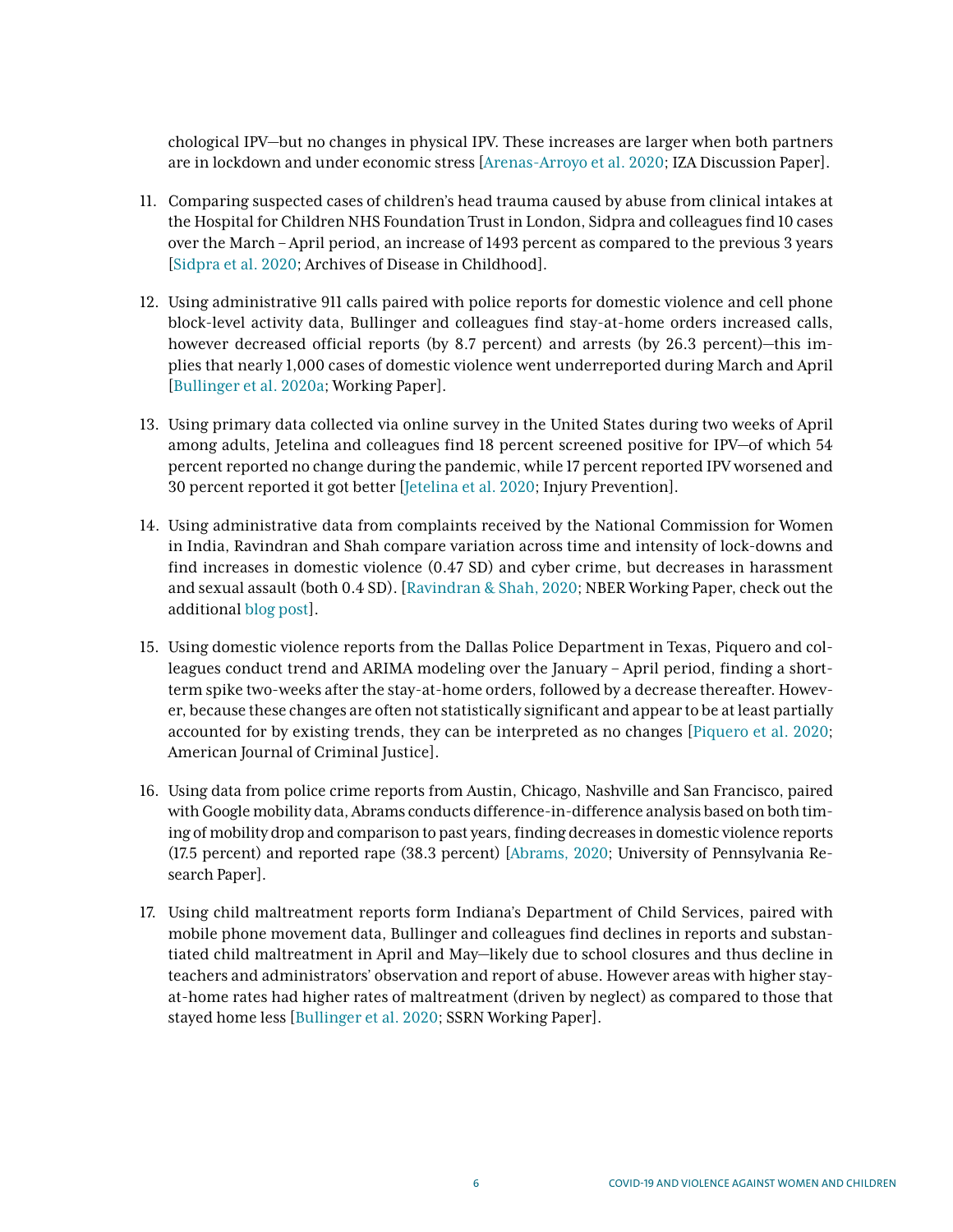chological IPV—but no changes in physical IPV. These increases are larger when both partners are in lockdown and under economic stress [Arenas-Arroyo et al. 2020; IZA Discussion Paper].

11. Comparing suspected cases of children's head trauma caused by abuse from clinical intakes at the Hospital for Children NHS Foundation Trust in London, Sidpra and colleagues find 10 cases over the March – April period, an increase of 1493 percent as compared to the previous 3 years [Sidpra et al. 2020; Archives of Disease in Childhood].

12. Using administrative 911 calls paired with police reports for domestic violence and cell phone block-level activity data, Bullinger and colleagues find stay-at-home orders increased calls, however decreased official reports (by 8.7 percent) and arrests (by 26.3 percent)—this implies that nearly 1,000 cases of domestic violence went underreported during March and April [Bullinger et al. 2020a; Working Paper].

13. Using primary data collected via online survey in the United States during two weeks of April among adults, Jetelina and colleagues find 18 percent screened positive for IPV—of which 54 percent reported no change during the pandemic, while 17 percent reported IPV worsened and 30 percent reported it got better [Jetelina et al. 2020; Injury Prevention].

14. Using administrative data from complaints received by the National Commission for Women in India, Ravindran and Shah compare variation across time and intensity of lock-downs and find increases in domestic violence (0.47 SD) and cyber crime, but decreases in harassment and sexual assault (both 0.4 SD). [Ravindran & Shah, 2020; NBER Working Paper, check out the additional blog post].

15. Using domestic violence reports from the Dallas Police Department in Texas, Piquero and colleagues conduct trend and ARIMA modeling over the January – April period, finding a short-term spike two-weeks after the stay-at-home orders, followed by a decrease thereafter. However, because these changes are often not statistically significant and appear to be at least partially accounted for by existing trends, they can be interpreted as no changes [Piquero et al. 2020; American Journal of Criminal Justice].

16. Using data from police crime reports from Austin, Chicago, Nashville and San Francisco, paired with Google mobility data, Abrams conducts difference-in-difference analysis based on both timing of mobility drop and comparison to past years, finding decreases in domestic violence reports (17.5 percent) and reported rape (38.3 percent) [Abrams, 2020; University of Pennsylvania Research Paper].

17. Using child maltreatment reports form Indiana's Department of Child Services, paired with mobile phone movement data, Bullinger and colleagues find declines in reports and substantiated child maltreatment in April and May—likely due to school closures and thus decline in teachers and administrators' observation and report of abuse. However areas with higher stay-at-home rates had higher rates of maltreatment (driven by neglect) as compared to those that stayed home less [Bullinger et al. 2020; SSRN Working Paper].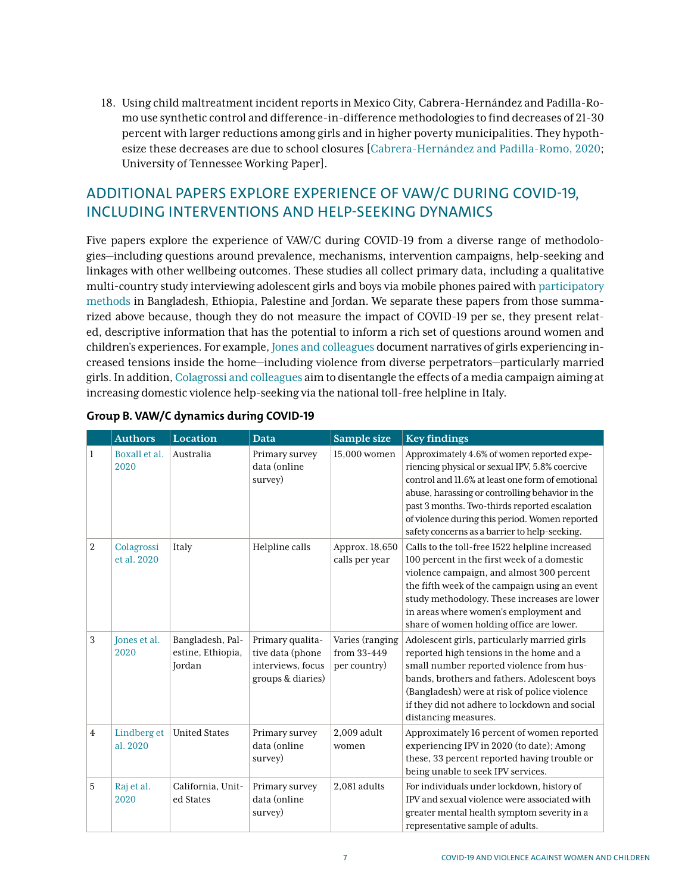18. Using child maltreatment incident reports in Mexico City, Cabrera-Hernández and Padilla-Romo use synthetic control and difference-in-difference methodologies to find decreases of 21-30 percent with larger reductions among girls and in higher poverty municipalities. They hypothesize these decreases are due to school closures [Cabrera-Hernández and Padilla-Romo, 2020; University of Tennessee Working Paper].

## ADDITIONAL PAPERS EXPLORE EXPERIENCE OF VAW/C DURING COVID-19, INCLUDING INTERVENTIONS AND HELP-SEEKING DYNAMICS

Five papers explore the experience of VAW/C during COVID-19 from a diverse range of methodologies—including questions around prevalence, mechanisms, intervention campaigns, help-seeking and linkages with other wellbeing outcomes. These studies all collect primary data, including a qualitative multi-country study interviewing adolescent girls and boys via mobile phones paired with participatory methods in Bangladesh, Ethiopia, Palestine and Jordan. We separate these papers from those summarized above because, though they do not measure the impact of COVID-19 per se, they present related, descriptive information that has the potential to inform a rich set of questions around women and children's experiences. For example, Jones and colleagues document narratives of girls experiencing increased tensions inside the home—including violence from diverse perpetrators—particularly married girls. In addition, Colagrossi and colleagues aim to disentangle the effects of a media campaign aiming at increasing domestic violence help-seeking via the national toll-free helpline in Italy.

**Group B. VAW/C dynamics during COVID-19**

| | Authors | Location | Data | Sample size | Key findings |
|---|---|---|---|---|---|
| 1 | Boxall et al. 2020 | Australia | Primary survey data (online survey) | 15,000 women | Approximately 4.6% of women reported experiencing physical or sexual IPV, 5.8% coercive control and 11.6% at least one form of emotional abuse, harassing or controlling behavior in the past 3 months. Two-thirds reported escalation of violence during this period. Women reported safety concerns as a barrier to help-seeking. |
| 2 | Colagrossi et al. 2020 | Italy | Helpline calls | Approx. 18,650 calls per year | Calls to the toll-free 1522 helpline increased 100 percent in the first week of a domestic violence campaign, and almost 300 percent the fifth week of the campaign using an event study methodology. These increases are lower in areas where women's employment and share of women holding office are lower. |
| 3 | Jones et al. 2020 | Bangladesh, Palestine, Ethiopia, Jordan | Primary qualitative data (phone interviews, focus groups & diaries) | Varies (ranging from 33-449 per country) | Adolescent girls, particularly married girls reported high tensions in the home and a small number reported violence from husbands, brothers and fathers. Adolescent boys (Bangladesh) were at risk of police violence if they did not adhere to lockdown and social distancing measures. |
| 4 | Lindberg et al. 2020 | United States | Primary survey data (online survey) | 2,009 adult women | Approximately 16 percent of women reported experiencing IPV in 2020 (to date); Among these, 33 percent reported having trouble or being unable to seek IPV services. |
| 5 | Raj et al. 2020 | California, United States | Primary survey data (online survey) | 2,081 adults | For individuals under lockdown, history of IPV and sexual violence were associated with greater mental health symptom severity in a representative sample of adults. |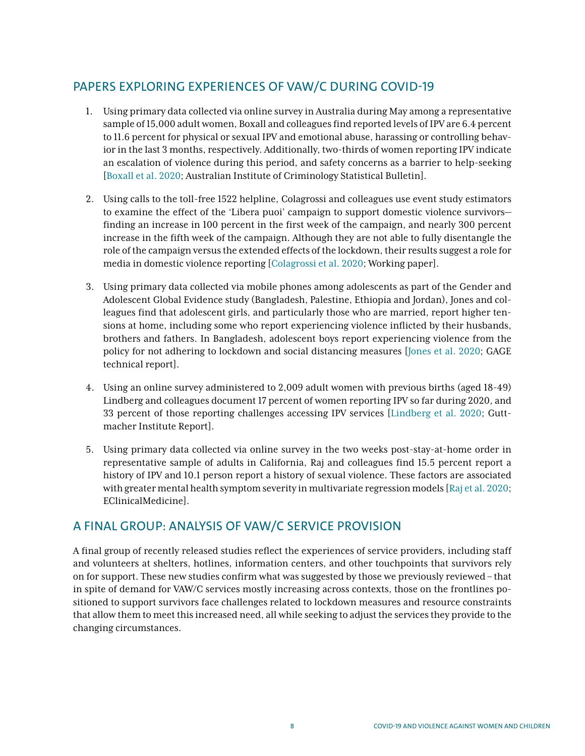## PAPERS EXPLORING EXPERIENCES OF VAW/C DURING COVID-19

1. Using primary data collected via online survey in Australia during May among a representative sample of 15,000 adult women, Boxall and colleagues find reported levels of IPV are 6.4 percent to 11.6 percent for physical or sexual IPV and emotional abuse, harassing or controlling behavior in the last 3 months, respectively. Additionally, two-thirds of women reporting IPV indicate an escalation of violence during this period, and safety concerns as a barrier to help-seeking [Boxall et al. 2020; Australian Institute of Criminology Statistical Bulletin].

2. Using calls to the toll-free 1522 helpline, Colagrossi and colleagues use event study estimators to examine the effect of the 'Libera puoi' campaign to support domestic violence survivors—finding an increase in 100 percent in the first week of the campaign, and nearly 300 percent increase in the fifth week of the campaign. Although they are not able to fully disentangle the role of the campaign versus the extended effects of the lockdown, their results suggest a role for media in domestic violence reporting [Colagrossi et al. 2020; Working paper].

3. Using primary data collected via mobile phones among adolescents as part of the Gender and Adolescent Global Evidence study (Bangladesh, Palestine, Ethiopia and Jordan), Jones and colleagues find that adolescent girls, and particularly those who are married, report higher tensions at home, including some who report experiencing violence inflicted by their husbands, brothers and fathers. In Bangladesh, adolescent boys report experiencing violence from the policy for not adhering to lockdown and social distancing measures [Jones et al. 2020; GAGE technical report].

4. Using an online survey administered to 2,009 adult women with previous births (aged 18-49) Lindberg and colleagues document 17 percent of women reporting IPV so far during 2020, and 33 percent of those reporting challenges accessing IPV services [Lindberg et al. 2020; Guttmacher Institute Report].

5. Using primary data collected via online survey in the two weeks post-stay-at-home order in representative sample of adults in California, Raj and colleagues find 15.5 percent report a history of IPV and 10.1 person report a history of sexual violence. These factors are associated with greater mental health symptom severity in multivariate regression models [Raj et al. 2020; EClinicalMedicine].

## A FINAL GROUP: ANALYSIS OF VAW/C SERVICE PROVISION

A final group of recently released studies reflect the experiences of service providers, including staff and volunteers at shelters, hotlines, information centers, and other touchpoints that survivors rely on for support. These new studies confirm what was suggested by those we previously reviewed – that in spite of demand for VAW/C services mostly increasing across contexts, those on the frontlines positioned to support survivors face challenges related to lockdown measures and resource constraints that allow them to meet this increased need, all while seeking to adjust the services they provide to the changing circumstances.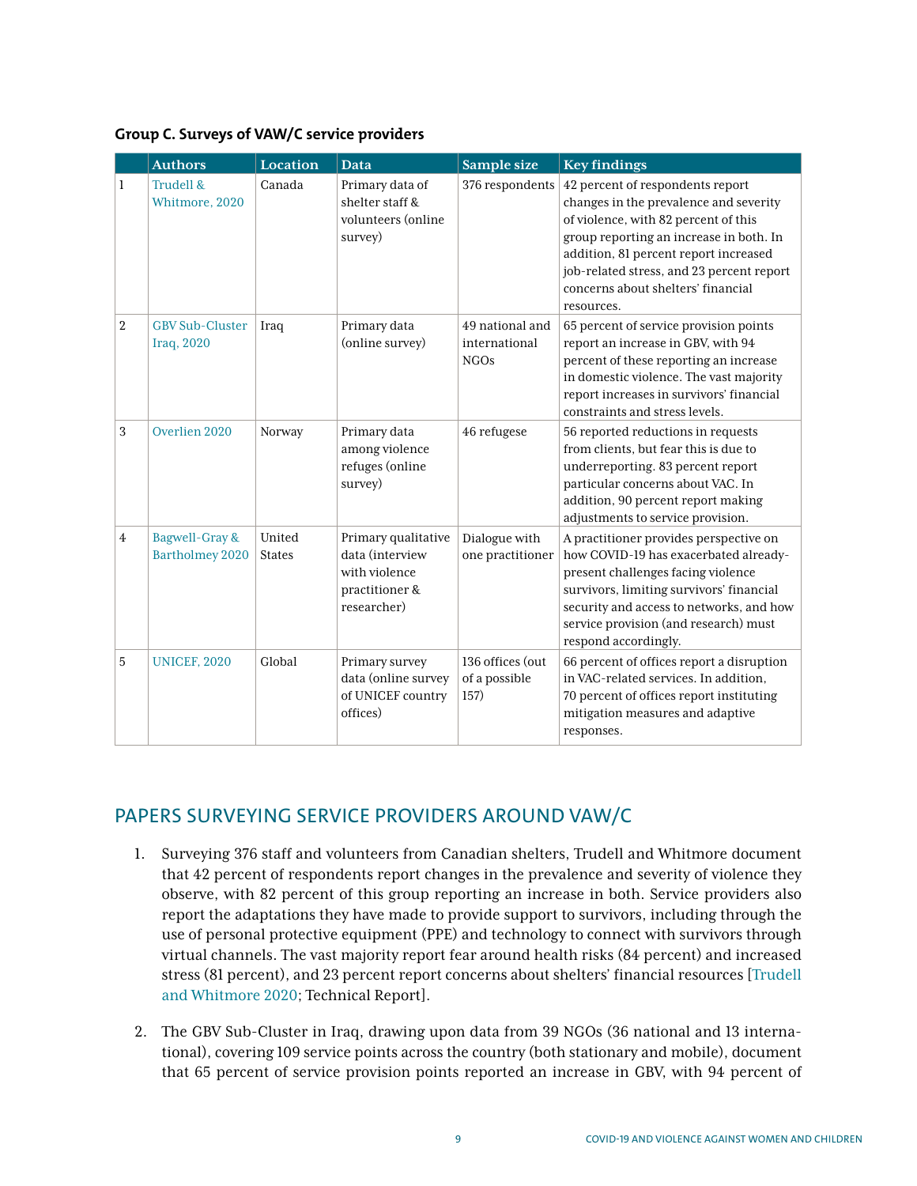**Group C. Surveys of VAW/C service providers**

| | Authors | Location | Data | Sample size | Key findings |
|---|---|---|---|---|---|
| 1 | Trudell & Whitmore, 2020 | Canada | Primary data of shelter staff & volunteers (online survey) | 376 respondents | 42 percent of respondents report changes in the prevalence and severity of violence, with 82 percent of this group reporting an increase in both. In addition, 81 percent report increased job-related stress, and 23 percent report concerns about shelters' financial resources. |
| 2 | GBV Sub-Cluster Iraq, 2020 | Iraq | Primary data (online survey) | 49 national and international NGOs | 65 percent of service provision points report an increase in GBV, with 94 percent of these reporting an increase in domestic violence. The vast majority report increases in survivors' financial constraints and stress levels. |
| 3 | Overlien 2020 | Norway | Primary data among violence refuges (online survey) | 46 refugese | 56 reported reductions in requests from clients, but fear this is due to underreporting. 83 percent report particular concerns about VAC. In addition, 90 percent report making adjustments to service provision. |
| 4 | Bagwell-Gray & Bartholmey 2020 | United States | Primary qualitative data (interview with violence practitioner & researcher) | Dialogue with one practitioner | A practitioner provides perspective on how COVID-19 has exacerbated already-present challenges facing violence survivors, limiting survivors' financial security and access to networks, and how service provision (and research) must respond accordingly. |
| 5 | UNICEF, 2020 | Global | Primary survey data (online survey of UNICEF country offices) | 136 offices (out of a possible 157) | 66 percent of offices report a disruption in VAC-related services. In addition, 70 percent of offices report instituting mitigation measures and adaptive responses. |

## PAPERS SURVEYING SERVICE PROVIDERS AROUND VAW/C

1. Surveying 376 staff and volunteers from Canadian shelters, Trudell and Whitmore document that 42 percent of respondents report changes in the prevalence and severity of violence they observe, with 82 percent of this group reporting an increase in both. Service providers also report the adaptations they have made to provide support to survivors, including through the use of personal protective equipment (PPE) and technology to connect with survivors through virtual channels. The vast majority report fear around health risks (84 percent) and increased stress (81 percent), and 23 percent report concerns about shelters' financial resources [Trudell and Whitmore 2020; Technical Report].

2. The GBV Sub-Cluster in Iraq, drawing upon data from 39 NGOs (36 national and 13 international), covering 109 service points across the country (both stationary and mobile), document that 65 percent of service provision points reported an increase in GBV, with 94 percent of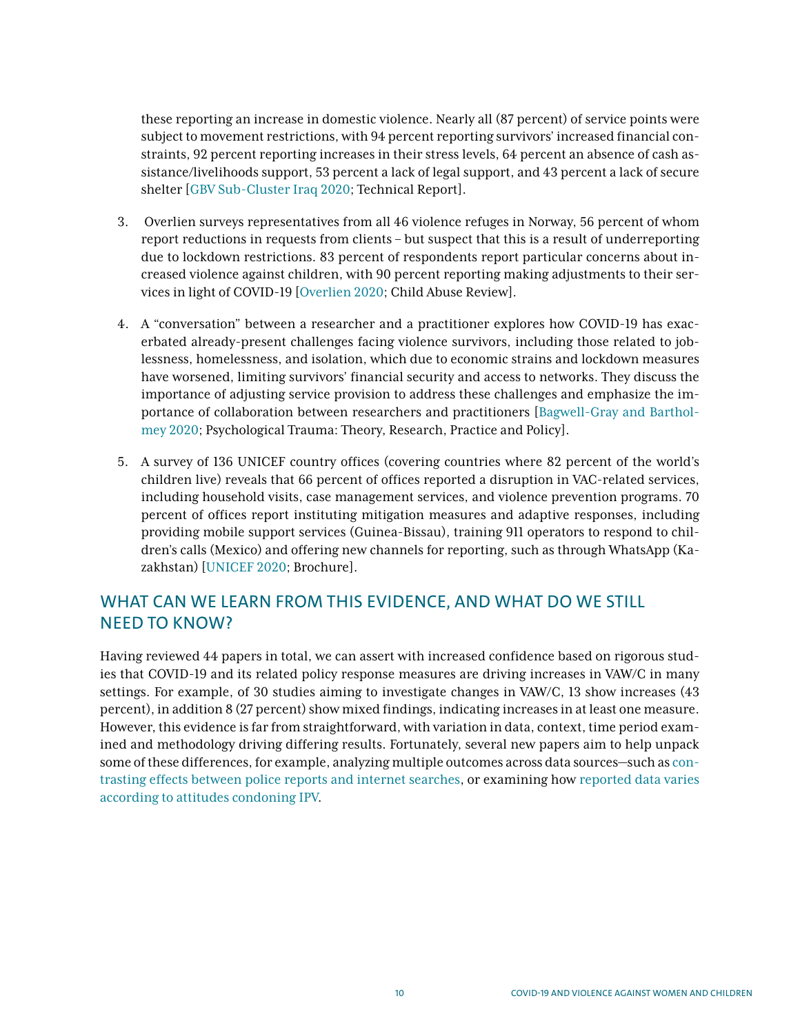these reporting an increase in domestic violence. Nearly all (87 percent) of service points were subject to movement restrictions, with 94 percent reporting survivors' increased financial constraints, 92 percent reporting increases in their stress levels, 64 percent an absence of cash assistance/livelihoods support, 53 percent a lack of legal support, and 43 percent a lack of secure shelter [GBV Sub-Cluster Iraq 2020; Technical Report].

3. Overlien surveys representatives from all 46 violence refuges in Norway, 56 percent of whom report reductions in requests from clients – but suspect that this is a result of underreporting due to lockdown restrictions. 83 percent of respondents report particular concerns about increased violence against children, with 90 percent reporting making adjustments to their services in light of COVID-19 [Overlien 2020; Child Abuse Review].

4. A "conversation" between a researcher and a practitioner explores how COVID-19 has exacerbated already-present challenges facing violence survivors, including those related to joblessness, homelessness, and isolation, which due to economic strains and lockdown measures have worsened, limiting survivors' financial security and access to networks. They discuss the importance of adjusting service provision to address these challenges and emphasize the importance of collaboration between researchers and practitioners [Bagwell-Gray and Bartholmey 2020; Psychological Trauma: Theory, Research, Practice and Policy].

5. A survey of 136 UNICEF country offices (covering countries where 82 percent of the world's children live) reveals that 66 percent of offices reported a disruption in VAC-related services, including household visits, case management services, and violence prevention programs. 70 percent of offices report instituting mitigation measures and adaptive responses, including providing mobile support services (Guinea-Bissau), training 911 operators to respond to children's calls (Mexico) and offering new channels for reporting, such as through WhatsApp (Kazakhstan) [UNICEF 2020; Brochure].

## WHAT CAN WE LEARN FROM THIS EVIDENCE, AND WHAT DO WE STILL NEED TO KNOW?

Having reviewed 44 papers in total, we can assert with increased confidence based on rigorous studies that COVID-19 and its related policy response measures are driving increases in VAW/C in many settings. For example, of 30 studies aiming to investigate changes in VAW/C, 13 show increases (43 percent), in addition 8 (27 percent) show mixed findings, indicating increases in at least one measure. However, this evidence is far from straightforward, with variation in data, context, time period examined and methodology driving differing results. Fortunately, several new papers aim to help unpack some of these differences, for example, analyzing multiple outcomes across data sources—such as contrasting effects between police reports and internet searches, or examining how reported data varies according to attitudes condoning IPV.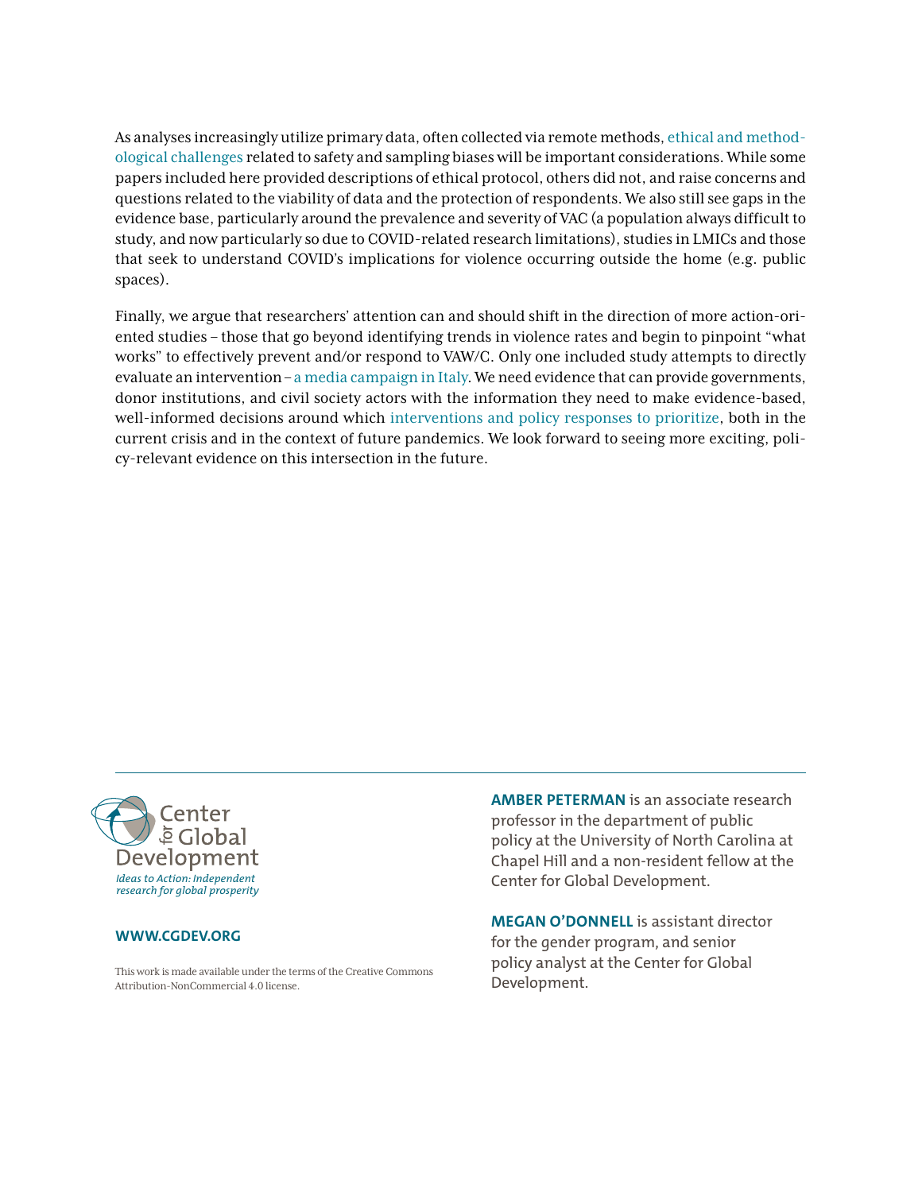As analyses increasingly utilize primary data, often collected via remote methods, ethical and methodological challenges related to safety and sampling biases will be important considerations. While some papers included here provided descriptions of ethical protocol, others did not, and raise concerns and questions related to the viability of data and the protection of respondents. We also still see gaps in the evidence base, particularly around the prevalence and severity of VAC (a population always difficult to study, and now particularly so due to COVID-related research limitations), studies in LMICs and those that seek to understand COVID's implications for violence occurring outside the home (e.g. public spaces).

Finally, we argue that researchers' attention can and should shift in the direction of more action-oriented studies – those that go beyond identifying trends in violence rates and begin to pinpoint "what works" to effectively prevent and/or respond to VAW/C. Only one included study attempts to directly evaluate an intervention – a media campaign in Italy. We need evidence that can provide governments, donor institutions, and civil society actors with the information they need to make evidence-based, well-informed decisions around which interventions and policy responses to prioritize, both in the current crisis and in the context of future pandemics. We look forward to seeing more exciting, policy-relevant evidence on this intersection in the future.

---

Center for Global Development

*Ideas to Action: Independent research for global prosperity*

**WWW.CGDEV.ORG**

This work is made available under the terms of the Creative Commons Attribution-NonCommercial 4.0 license.

**AMBER PETERMAN** is an associate research professor in the department of public policy at the University of North Carolina at Chapel Hill and a non-resident fellow at the Center for Global Development.

**MEGAN O'DONNELL** is assistant director for the gender program, and senior policy analyst at the Center for Global Development.